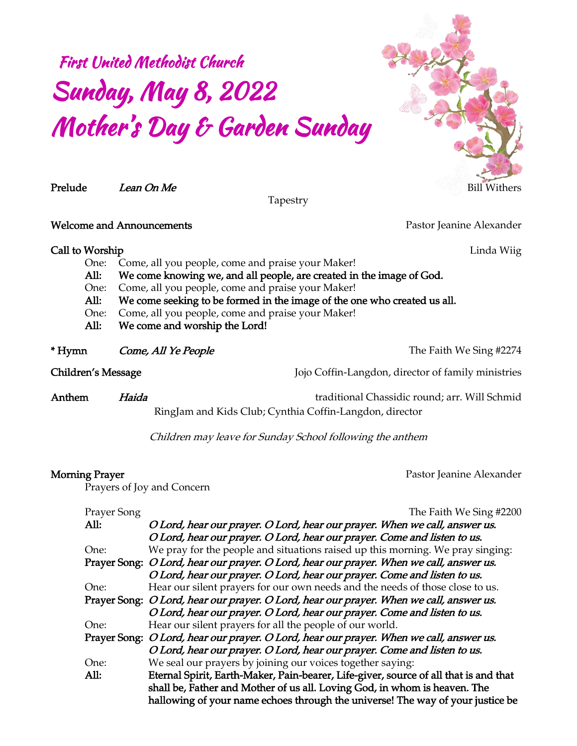# First United Methodist Church

# Sunday, May 8, 2022
# Mother's Day & Garden Sunday

**Prelude** *Lean On Me* Bill Withers
Tapestry

**Welcome and Announcements** Pastor Jeanine Alexander

**Call to Worship** Linda Wiig

One: Come, all you people, come and praise your Maker!
**All: We come knowing we, and all people, are created in the image of God.**
One: Come, all you people, come and praise your Maker!
**All: We come seeking to be formed in the image of the one who created us all.**
One: Come, all you people, come and praise your Maker!
**All: We come and worship the Lord!**

**\* Hymn** *Come, All Ye People* The Faith We Sing #2274

**Children's Message** Jojo Coffin-Langdon, director of family ministries

**Anthem** *Haida* traditional Chassidic round; arr. Will Schmid
RingJam and Kids Club; Cynthia Coffin-Langdon, director

*Children may leave for Sunday School following the anthem*

**Morning Prayer** Pastor Jeanine Alexander

Prayers of Joy and Concern

Prayer Song The Faith We Sing #2200

**All:** ***O Lord, hear our prayer. O Lord, hear our prayer. When we call, answer us. O Lord, hear our prayer. O Lord, hear our prayer. Come and listen to us.***

One: We pray for the people and situations raised up this morning. We pray singing:

**Prayer Song:** ***O Lord, hear our prayer. O Lord, hear our prayer. When we call, answer us. O Lord, hear our prayer. O Lord, hear our prayer. Come and listen to us.***

One: Hear our silent prayers for our own needs and the needs of those close to us.

**Prayer Song:** ***O Lord, hear our prayer. O Lord, hear our prayer. When we call, answer us. O Lord, hear our prayer. O Lord, hear our prayer. Come and listen to us.***

One: Hear our silent prayers for all the people of our world.

**Prayer Song:** ***O Lord, hear our prayer. O Lord, hear our prayer. When we call, answer us. O Lord, hear our prayer. O Lord, hear our prayer. Come and listen to us.***

One: We seal our prayers by joining our voices together saying:

**All: Eternal Spirit, Earth-Maker, Pain-bearer, Life-giver, source of all that is and that shall be, Father and Mother of us all. Loving God, in whom is heaven. The hallowing of your name echoes through the universe! The way of your justice be**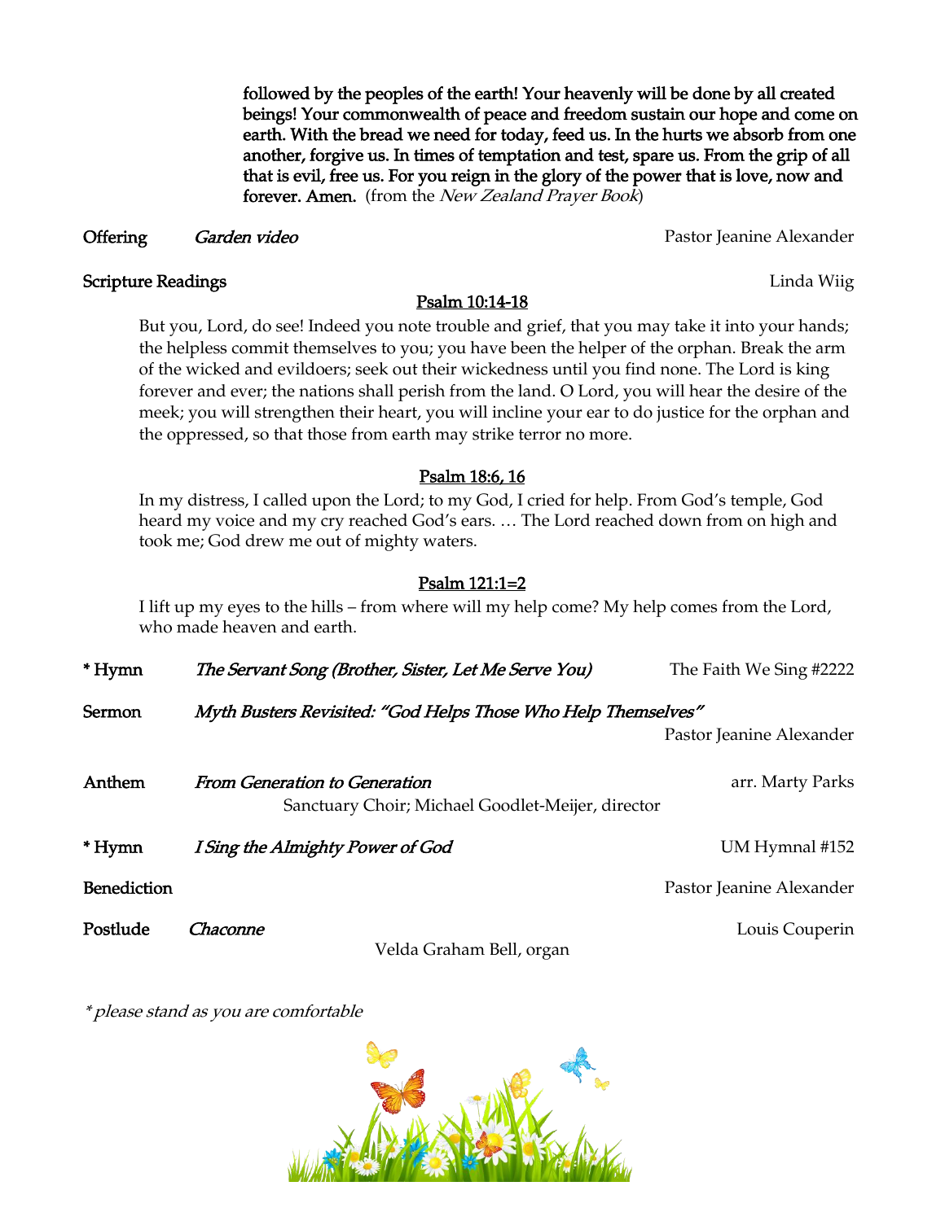**followed by the peoples of the earth! Your heavenly will be done by all created beings! Your commonwealth of peace and freedom sustain our hope and come on earth. With the bread we need for today, feed us. In the hurts we absorb from one another, forgive us. In times of temptation and test, spare us. From the grip of all that is evil, free us. For you reign in the glory of the power that is love, now and forever. Amen.** (from the *New Zealand Prayer Book*)

**Offering** *Garden video* Pastor Jeanine Alexander

**Scripture Readings** Linda Wiig

**Psalm 10:14-18**

But you, Lord, do see! Indeed you note trouble and grief, that you may take it into your hands; the helpless commit themselves to you; you have been the helper of the orphan. Break the arm of the wicked and evildoers; seek out their wickedness until you find none. The Lord is king forever and ever; the nations shall perish from the land. O Lord, you will hear the desire of the meek; you will strengthen their heart, you will incline your ear to do justice for the orphan and the oppressed, so that those from earth may strike terror no more.

**Psalm 18:6, 16**

In my distress, I called upon the Lord; to my God, I cried for help. From God's temple, God heard my voice and my cry reached God's ears. … The Lord reached down from on high and took me; God drew me out of mighty waters.

**Psalm 121:1=2**

I lift up my eyes to the hills – from where will my help come? My help comes from the Lord, who made heaven and earth.

**\* Hymn** *The Servant Song (Brother, Sister, Let Me Serve You)* The Faith We Sing #2222

**Sermon** *Myth Busters Revisited: "God Helps Those Who Help Themselves"*
Pastor Jeanine Alexander

**Anthem** *From Generation to Generation* arr. Marty Parks
Sanctuary Choir; Michael Goodlet-Meijer, director

**\* Hymn** *I Sing the Almighty Power of God* UM Hymnal #152

**Benediction** Pastor Jeanine Alexander

**Postlude** *Chaconne* Louis Couperin
Velda Graham Bell, organ

*\* please stand as you are comfortable*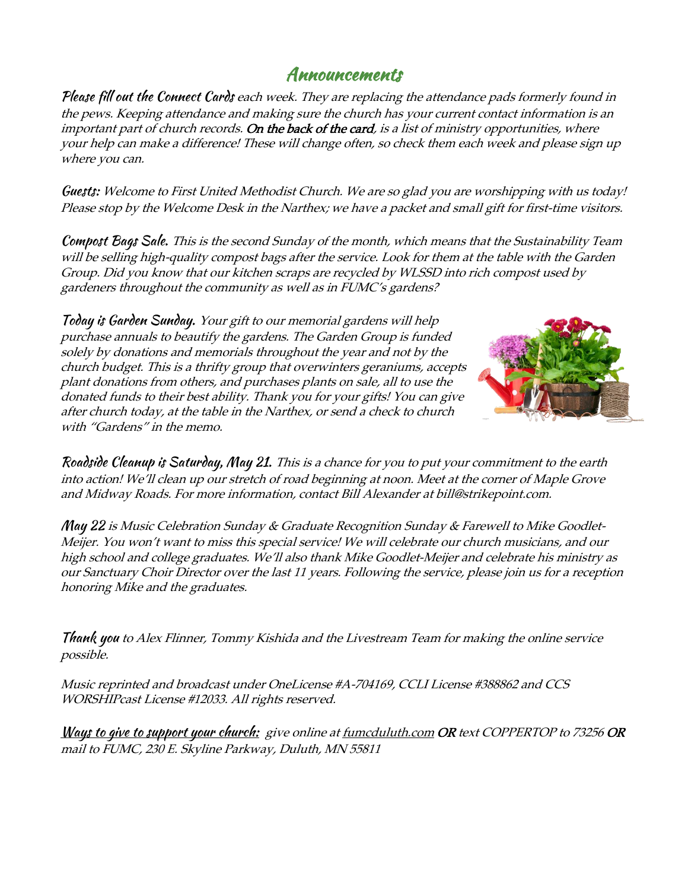# Announcements

***Please fill out the Connect Cards*** *each week. They are replacing the attendance pads formerly found in the pews. Keeping attendance and making sure the church has your current contact information is an important part of church records.* ***On the back of the card****, is a list of ministry opportunities, where your help can make a difference! These will change often, so check them each week and please sign up where you can.*

***Guests:*** *Welcome to First United Methodist Church. We are so glad you are worshipping with us today! Please stop by the Welcome Desk in the Narthex; we have a packet and small gift for first-time visitors.*

***Compost Bags Sale.*** *This is the second Sunday of the month, which means that the Sustainability Team will be selling high-quality compost bags after the service. Look for them at the table with the Garden Group. Did you know that our kitchen scraps are recycled by WLSSD into rich compost used by gardeners throughout the community as well as in FUMC's gardens?*

***Today is Garden Sunday.*** *Your gift to our memorial gardens will help purchase annuals to beautify the gardens. The Garden Group is funded solely by donations and memorials throughout the year and not by the church budget. This is a thrifty group that overwinters geraniums, accepts plant donations from others, and purchases plants on sale, all to use the donated funds to their best ability. Thank you for your gifts! You can give after church today, at the table in the Narthex, or send a check to church with "Gardens" in the memo.*

***Roadside Cleanup is Saturday, May 21.*** *This is a chance for you to put your commitment to the earth into action! We'll clean up our stretch of road beginning at noon. Meet at the corner of Maple Grove and Midway Roads. For more information, contact Bill Alexander at bill@strikepoint.com.*

***May 22*** *is Music Celebration Sunday & Graduate Recognition Sunday & Farewell to Mike Goodlet-Meijer. You won't want to miss this special service! We will celebrate our church musicians, and our high school and college graduates. We'll also thank Mike Goodlet-Meijer and celebrate his ministry as our Sanctuary Choir Director over the last 11 years. Following the service, please join us for a reception honoring Mike and the graduates.*

***Thank you*** *to Alex Flinner, Tommy Kishida and the Livestream Team for making the online service possible.*

*Music reprinted and broadcast under OneLicense #A-704169, CCLI License #388862 and CCS WORSHIPcast License #12033. All rights reserved.*

***Ways to give to support your church:*** *give online at fumcduluth.com* ***OR*** *text COPPERTOP to 73256* ***OR*** *mail to FUMC, 230 E. Skyline Parkway, Duluth, MN 55811*